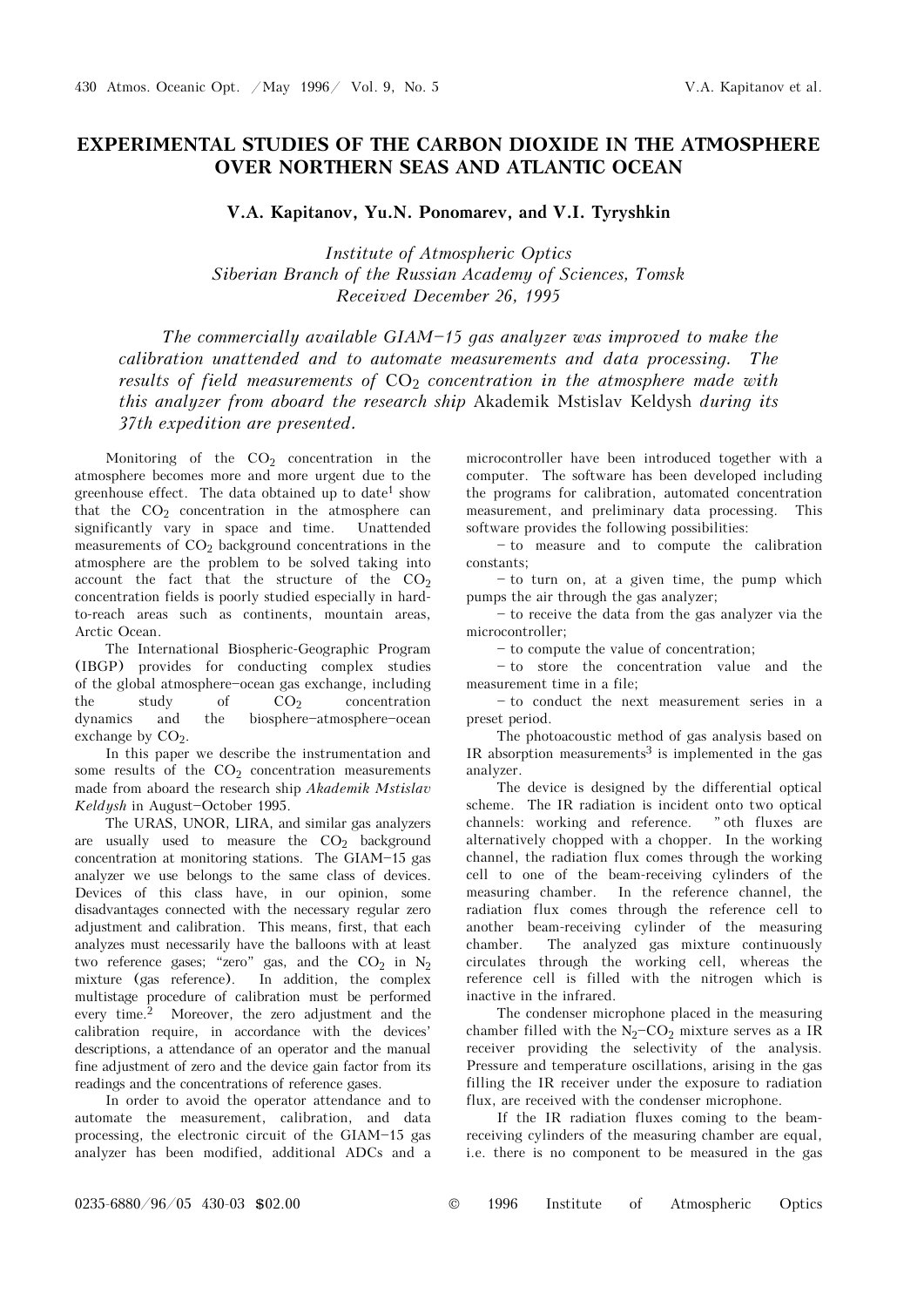# EXPERIMENTAL STUDIES OF THE CARBON DIOXIDE IN THE ATMOSPHERE OVER NORTHERN SEAS AND ATLANTIC OCEAN

**V.A. Kapitanov, Yu.N. Ponomarev, and V.I. Tyryshkin**

*Institute of Atmospheric Optics*
*Siberian Branch of the Russian Academy of Sciences, Tomsk*
*Received December 26, 1995*

*The commercially available GIAM–15 gas analyzer was improved to make the calibration unattended and to automate measurements and data processing. The results of field measurements of* $CO_2$ *concentration in the atmosphere made with this analyzer from aboard the research ship* Akademik Mstislav Keldysh *during its 37th expedition are presented.*

Monitoring of the $CO_2$ concentration in the atmosphere becomes more and more urgent due to the greenhouse effect. The data obtained up to date[1] show that the $CO_2$ concentration in the atmosphere can significantly vary in space and time. Unattended measurements of $CO_2$ background concentrations in the atmosphere are the problem to be solved taking into account the fact that the structure of the $CO_2$ concentration fields is poorly studied especially in hard-to-reach areas such as continents, mountain areas, Arctic Ocean.

The International Biospheric-Geographic Program (IBGP) provides for conducting complex studies of the global atmosphere–ocean gas exchange, including the study of $CO_2$ concentration dynamics and the biosphere–atmosphere–ocean exchange by $CO_2$.

In this paper we describe the instrumentation and some results of the $CO_2$ concentration measurements made from aboard the research ship *Akademik Mstislav Keldysh* in August–October 1995.

The URAS, UNOR, LIRA, and similar gas analyzers are usually used to measure the $CO_2$ background concentration at monitoring stations. The GIAM–15 gas analyzer we use belongs to the same class of devices. Devices of this class have, in our opinion, some disadvantages connected with the necessary regular zero adjustment and calibration. This means, first, that each analyzes must necessarily have the balloons with at least two reference gases; "zero" gas, and the $CO_2$ in $N_2$ mixture (gas reference). In addition, the complex multistage procedure of calibration must be performed every time.[2] Moreover, the zero adjustment and the calibration require, in accordance with the devices' descriptions, a attendance of an operator and the manual fine adjustment of zero and the device gain factor from its readings and the concentrations of reference gases.

In order to avoid the operator attendance and to automate the measurement, calibration, and data processing, the electronic circuit of the GIAM–15 gas analyzer has been modified, additional ADCs and a microcontroller have been introduced together with a computer. The software has been developed including the programs for calibration, automated concentration measurement, and preliminary data processing. This software provides the following possibilities:

– to measure and to compute the calibration constants;

– to turn on, at a given time, the pump which pumps the air through the gas analyzer;

– to receive the data from the gas analyzer via the microcontroller;

– to compute the value of concentration;

– to store the concentration value and the measurement time in a file;

– to conduct the next measurement series in a preset period.

The photoacoustic method of gas analysis based on IR absorption measurements[3] is implemented in the gas analyzer.

The device is designed by the differential optical scheme. The IR radiation is incident onto two optical channels: working and reference. "oth fluxes are alternatively chopped with a chopper. In the working channel, the radiation flux comes through the working cell to one of the beam-receiving cylinders of the measuring chamber. In the reference channel, the radiation flux comes through the reference cell to another beam-receiving cylinder of the measuring chamber. The analyzed gas mixture continuously circulates through the working cell, whereas the reference cell is filled with the nitrogen which is inactive in the infrared.

The condenser microphone placed in the measuring chamber filled with the $N_2$–$CO_2$ mixture serves as a IR receiver providing the selectivity of the analysis. Pressure and temperature oscillations, arising in the gas filling the IR receiver under the exposure to radiation flux, are received with the condenser microphone.

If the IR radiation fluxes coming to the beam-receiving cylinders of the measuring chamber are equal, i.e. there is no component to be measured in the gas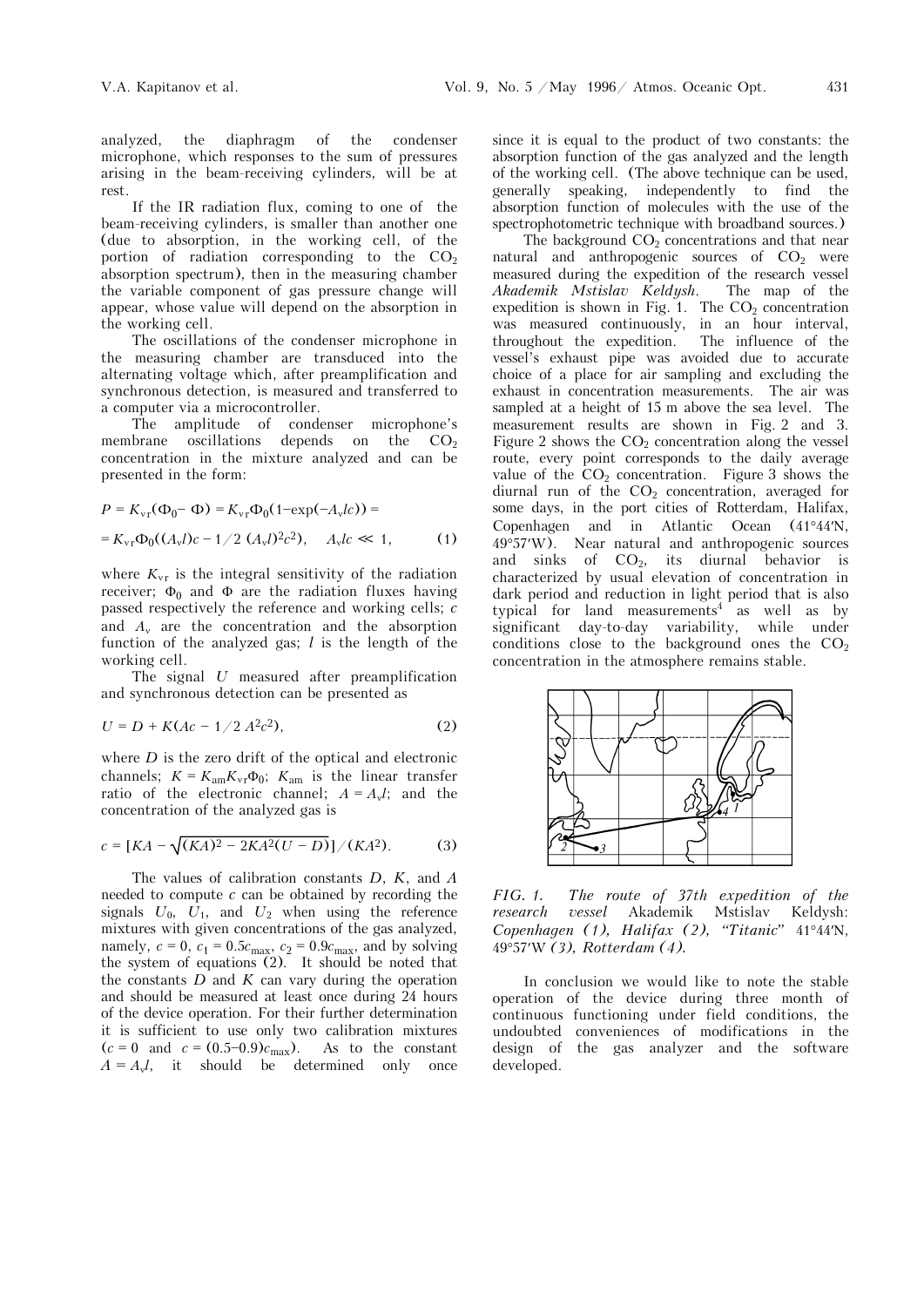analyzed, the diaphragm of the condenser microphone, which responses to the sum of pressures arising in the beam-receiving cylinders, will be at rest.

If the IR radiation flux, coming to one of the beam-receiving cylinders, is smaller than another one (due to absorption, in the working cell, of the portion of radiation corresponding to the $CO_2$ absorption spectrum), then in the measuring chamber the variable component of gas pressure change will appear, whose value will depend on the absorption in the working cell.

The oscillations of the condenser microphone in the measuring chamber are transduced into the alternating voltage which, after preamplification and synchronous detection, is measured and transferred to a computer via a microcontroller.

The amplitude of condenser microphone's membrane oscillations depends on the $CO_2$ concentration in the mixture analyzed and can be presented in the form:

$$P = K_{\text{vr}}(\Phi_0 - \Phi) = K_{\text{vr}}\Phi_0(1 - \exp(-A_{\text{v}}lc)) =$$
$$= K_{\text{vr}}\Phi_0((A_{\text{v}}l)c - 1/2\,(A_{\text{v}}l)^2c^2), \quad A_{\text{v}}lc \ll 1, \qquad (1)$$

where $K_{\text{vr}}$ is the integral sensitivity of the radiation receiver; $\Phi_0$ and $\Phi$ are the radiation fluxes having passed respectively the reference and working cells; $c$ and $A_{\text{v}}$ are the concentration and the absorption function of the analyzed gas; $l$ is the length of the working cell.

The signal $U$ measured after preamplification and synchronous detection can be presented as

$$U = D + K(Ac - 1/2\,A^2c^2), \qquad (2)$$

where $D$ is the zero drift of the optical and electronic channels; $K = K_{\text{am}}K_{\text{vr}}\Phi_0$; $K_{\text{am}}$ is the linear transfer ratio of the electronic channel; $A = A_{\text{v}}l$; and the concentration of the analyzed gas is

$$c = [KA - \sqrt{(KA)^2 - 2KA^2(U - D)}]/(KA^2). \qquad (3)$$

The values of calibration constants $D$, $K$, and $A$ needed to compute $c$ can be obtained by recording the signals $U_0$, $U_1$, and $U_2$ when using the reference mixtures with given concentrations of the gas analyzed, namely, $c = 0$, $c_1 = 0.5c_{\text{max}}$, $c_2 = 0.9c_{\text{max}}$, and by solving the system of equations (2). It should be noted that the constants $D$ and $K$ can vary during the operation and should be measured at least once during 24 hours of the device operation. For their further determination it is sufficient to use only two calibration mixtures ($c = 0$ and $c = (0.5–0.9)c_{\text{max}}$). As to the constant $A = A_{\text{v}}l$, it should be determined only once since it is equal to the product of two constants: the absorption function of the gas analyzed and the length of the working cell. (The above technique can be used, generally speaking, independently to find the absorption function of molecules with the use of the spectrophotometric technique with broadband sources.)

The background $CO_2$ concentrations and that near natural and anthropogenic sources of $CO_2$ were measured during the expedition of the research vessel *Akademik Mstislav Keldysh*. The map of the expedition is shown in Fig. 1. The $CO_2$ concentration was measured continuously, in an hour interval, throughout the expedition. The influence of the vessel's exhaust pipe was avoided due to accurate choice of a place for air sampling and excluding the exhaust in concentration measurements. The air was sampled at a height of 15 m above the sea level. The measurement results are shown in Fig. 2 and 3. Figure 2 shows the $CO_2$ concentration along the vessel route, every point corresponds to the daily average value of the $CO_2$ concentration. Figure 3 shows the diurnal run of the $CO_2$ concentration, averaged for some days, in the port cities of Rotterdam, Halifax, Copenhagen and in Atlantic Ocean (41°44′N, 49°57′W). Near natural and anthropogenic sources and sinks of $CO_2$, its diurnal behavior is characterized by usual elevation of concentration in dark period and reduction in light period that is also typical for land measurements[4] as well as by significant day-to-day variability, while under conditions close to the background ones the $CO_2$ concentration in the atmosphere remains stable.

1
2
3
4

*FIG. 1. The route of 37th expedition of the research vessel* Akademik Mstislav Keldysh: *Copenhagen (1), Halifax (2), "Titanic"* 41°44′N, 49°57′W *(3), Rotterdam (4).*

In conclusion we would like to note the stable operation of the device during three month of continuous functioning under field conditions, the undoubted conveniences of modifications in the design of the gas analyzer and the software developed.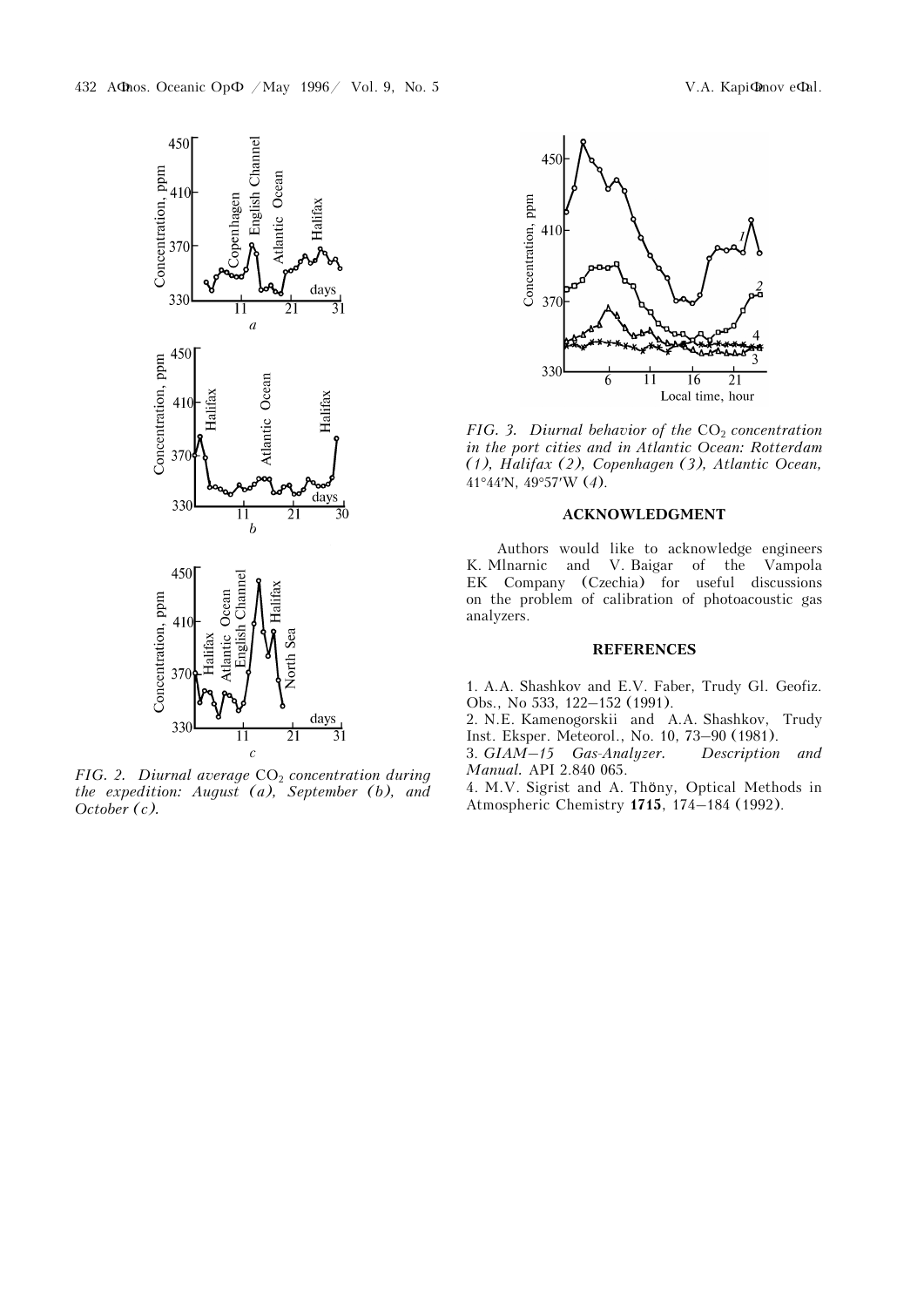Concentration, ppm
450
410
370
330
Copenhagen
English Channel
Atlantic Ocean
Halifax
days
11
21
31
*a*

Concentration, ppm
450
410
370
330
Halifax
Atlantic Ocean
Halifax
days
11
21
30
*b*

Concentration, ppm
450
410
370
330
Halifax
Atlantic Ocean
English Channel
Halifax
North Sea
days
11
21
31
*c*

*FIG. 2. Diurnal average* $CO_2$ *concentration during the expedition: August (a), September (b), and October (c).*

Concentration, ppm
450
410
370
330
1
2
4
3
6
11
16
21
Local time, hour

*FIG. 3. Diurnal behavior of the* $CO_2$ *concentration in the port cities and in Atlantic Ocean: Rotterdam (1), Halifax (2), Copenhagen (3), Atlantic Ocean,* 41°44′N, 49°57′W (*4*).

## ACKNOWLEDGMENT

Authors would like to acknowledge engineers K. Mlnarnic and V. Baigar of the Vampola EK Company (Czechia) for useful discussions on the problem of calibration of photoacoustic gas analyzers.

## REFERENCES

1. A.A. Shashkov and E.V. Faber, Trudy Gl. Geofiz. Obs., No 533, 122–152 (1991).
2. N.E. Kamenogorskii and A.A. Shashkov, Trudy Inst. Eksper. Meteorol., No. 10, 73–90 (1981).
3. *GIAM–15 Gas-Analyzer. Description and Manual.* API 2.840 065.
4. M.V. Sigrist and A. Thöny, Optical Methods in Atmospheric Chemistry **1715**, 174–184 (1992).